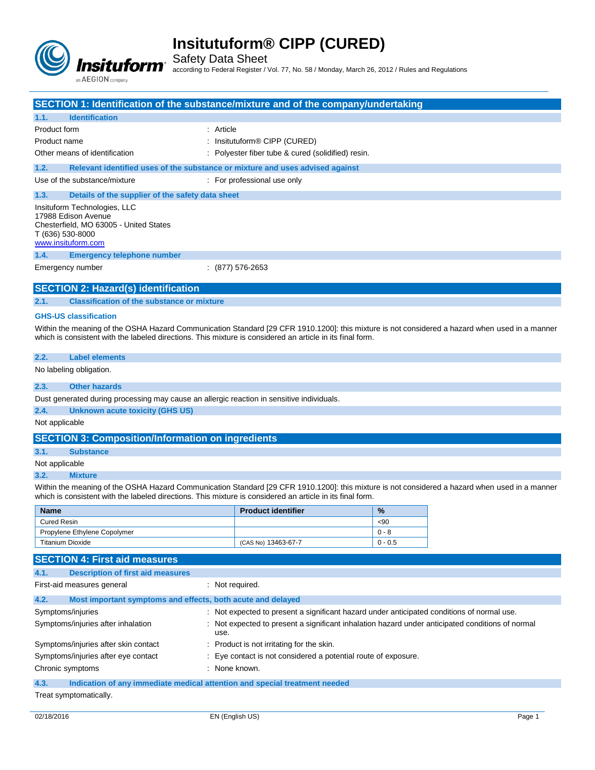# Insitutuform® CIPP (CURED)

Safety Data Sheet

according to Federal Register / Vol. 77, No. 58 / Monday, March 26, 2012 / Rules and Regulations

## SECTION 1: Identification of the substance/mixture and of the company/undertaking

### 1.1. Identification

Product form : Article

Product name : Insitutuform® CIPP (CURED)

Other means of identification : Polyester fiber tube & cured (solidified) resin.

### 1.2. Relevant identified uses of the substance or mixture and uses advised against

Use of the substance/mixture : For professional use only

### 1.3. Details of the supplier of the safety data sheet

Insituform Technologies, LLC
17988 Edison Avenue
Chesterfield, MO 63005 - United States
T (636) 530-8000
www.insituform.com

### 1.4. Emergency telephone number

Emergency number : (877) 576-2653

## SECTION 2: Hazard(s) identification

### 2.1. Classification of the substance or mixture

**GHS-US classification**

Within the meaning of the OSHA Hazard Communication Standard [29 CFR 1910.1200]: this mixture is not considered a hazard when used in a manner which is consistent with the labeled directions. This mixture is considered an article in its final form.

### 2.2. Label elements

No labeling obligation.

### 2.3. Other hazards

Dust generated during processing may cause an allergic reaction in sensitive individuals.

### 2.4. Unknown acute toxicity (GHS US)

Not applicable

## SECTION 3: Composition/Information on ingredients

### 3.1. Substance

Not applicable

### 3.2. Mixture

Within the meaning of the OSHA Hazard Communication Standard [29 CFR 1910.1200]: this mixture is not considered a hazard when used in a manner which is consistent with the labeled directions. This mixture is considered an article in its final form.

| Name | Product identifier | % |
|---|---|---|
| Cured Resin | | <90 |
| Propylene Ethylene Copolymer | | 0 - 8 |
| Titanium Dioxide | (CAS No) 13463-67-7 | 0 - 0.5 |

## SECTION 4: First aid measures

### 4.1. Description of first aid measures

First-aid measures general : Not required.

### 4.2. Most important symptoms and effects, both acute and delayed

Symptoms/injuries : Not expected to present a significant hazard under anticipated conditions of normal use.

Symptoms/injuries after inhalation : Not expected to present a significant inhalation hazard under anticipated conditions of normal use.

Symptoms/injuries after skin contact : Product is not irritating for the skin.

Symptoms/injuries after eye contact : Eye contact is not considered a potential route of exposure.

Chronic symptoms : None known.

### 4.3. Indication of any immediate medical attention and special treatment needed

Treat symptomatically.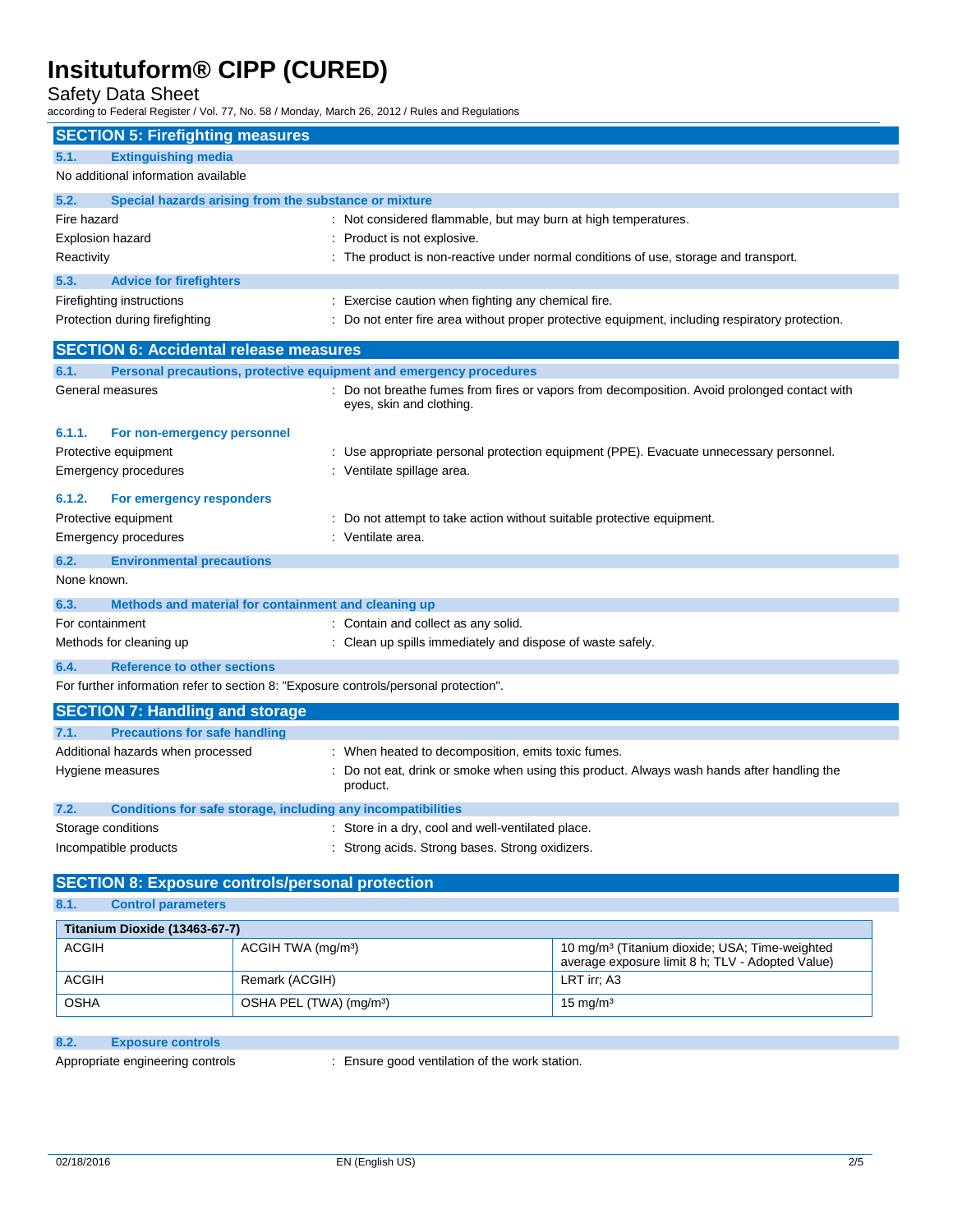## SECTION 5: Firefighting measures

### 5.1. Extinguishing media

No additional information available

### 5.2. Special hazards arising from the substance or mixture

Fire hazard : Not considered flammable, but may burn at high temperatures.

Explosion hazard : Product is not explosive.

Reactivity : The product is non-reactive under normal conditions of use, storage and transport.

### 5.3. Advice for firefighters

Firefighting instructions : Exercise caution when fighting any chemical fire.

Protection during firefighting : Do not enter fire area without proper protective equipment, including respiratory protection.

## SECTION 6: Accidental release measures

### 6.1. Personal precautions, protective equipment and emergency procedures

General measures : Do not breathe fumes from fires or vapors from decomposition. Avoid prolonged contact with eyes, skin and clothing.

#### 6.1.1. For non-emergency personnel

Protective equipment : Use appropriate personal protection equipment (PPE). Evacuate unnecessary personnel.

Emergency procedures : Ventilate spillage area.

#### 6.1.2. For emergency responders

Protective equipment : Do not attempt to take action without suitable protective equipment.

Emergency procedures : Ventilate area.

### 6.2. Environmental precautions

None known.

### 6.3. Methods and material for containment and cleaning up

For containment : Contain and collect as any solid.

Methods for cleaning up : Clean up spills immediately and dispose of waste safely.

### 6.4. Reference to other sections

For further information refer to section 8: "Exposure controls/personal protection".

## SECTION 7: Handling and storage

### 7.1. Precautions for safe handling

Additional hazards when processed : When heated to decomposition, emits toxic fumes.

Hygiene measures : Do not eat, drink or smoke when using this product. Always wash hands after handling the product.

### 7.2. Conditions for safe storage, including any incompatibilities

Storage conditions : Store in a dry, cool and well-ventilated place.

Incompatible products : Strong acids. Strong bases. Strong oxidizers.

## SECTION 8: Exposure controls/personal protection

### 8.1. Control parameters

| Titanium Dioxide (13463-67-7) | | |
|---|---|---|
| ACGIH | ACGIH TWA (mg/m³) | 10 mg/m³ (Titanium dioxide; USA; Time-weighted average exposure limit 8 h; TLV - Adopted Value) |
| ACGIH | Remark (ACGIH) | LRT irr; A3 |
| OSHA | OSHA PEL (TWA) (mg/m³) | 15 mg/m³ |

### 8.2. Exposure controls

Appropriate engineering controls : Ensure good ventilation of the work station.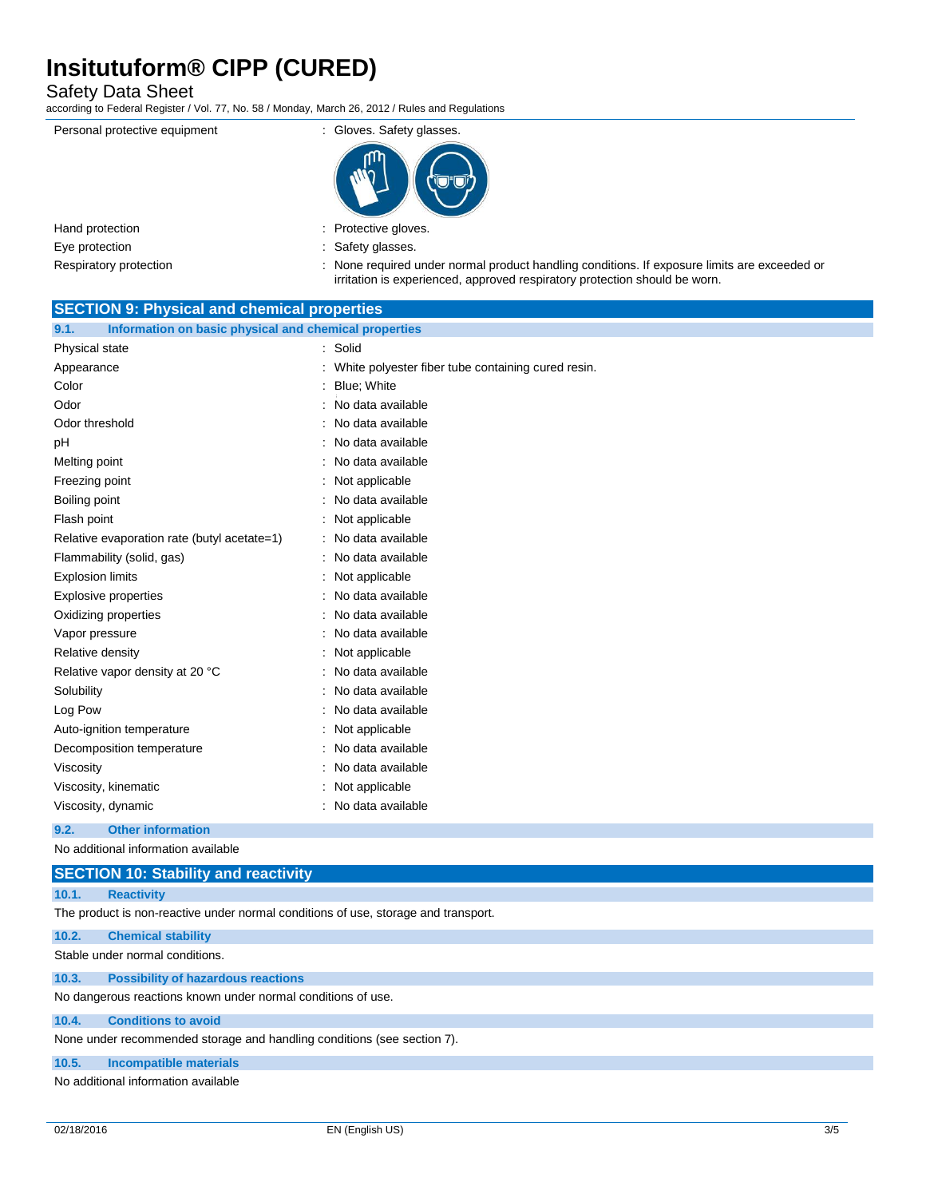| | |
|---|---|
| Personal protective equipment | : Gloves. Safety glasses. |
| Hand protection | : Protective gloves. |
| Eye protection | : Safety glasses. |
| Respiratory protection | : None required under normal product handling conditions. If exposure limits are exceeded or irritation is experienced, approved respiratory protection should be worn. |

## SECTION 9: Physical and chemical properties

### 9.1. Information on basic physical and chemical properties

| | |
|---|---|
| Physical state | : Solid |
| Appearance | : White polyester fiber tube containing cured resin. |
| Color | : Blue; White |
| Odor | : No data available |
| Odor threshold | : No data available |
| pH | : No data available |
| Melting point | : No data available |
| Freezing point | : Not applicable |
| Boiling point | : No data available |
| Flash point | : Not applicable |
| Relative evaporation rate (butyl acetate=1) | : No data available |
| Flammability (solid, gas) | : No data available |
| Explosion limits | : Not applicable |
| Explosive properties | : No data available |
| Oxidizing properties | : No data available |
| Vapor pressure | : No data available |
| Relative density | : Not applicable |
| Relative vapor density at 20 °C | : No data available |
| Solubility | : No data available |
| Log Pow | : No data available |
| Auto-ignition temperature | : Not applicable |
| Decomposition temperature | : No data available |
| Viscosity | : No data available |
| Viscosity, kinematic | : Not applicable |
| Viscosity, dynamic | : No data available |

### 9.2. Other information

No additional information available

## SECTION 10: Stability and reactivity

### 10.1. Reactivity

The product is non-reactive under normal conditions of use, storage and transport.

### 10.2. Chemical stability

Stable under normal conditions.

### 10.3. Possibility of hazardous reactions

No dangerous reactions known under normal conditions of use.

### 10.4. Conditions to avoid

None under recommended storage and handling conditions (see section 7).

### 10.5. Incompatible materials

No additional information available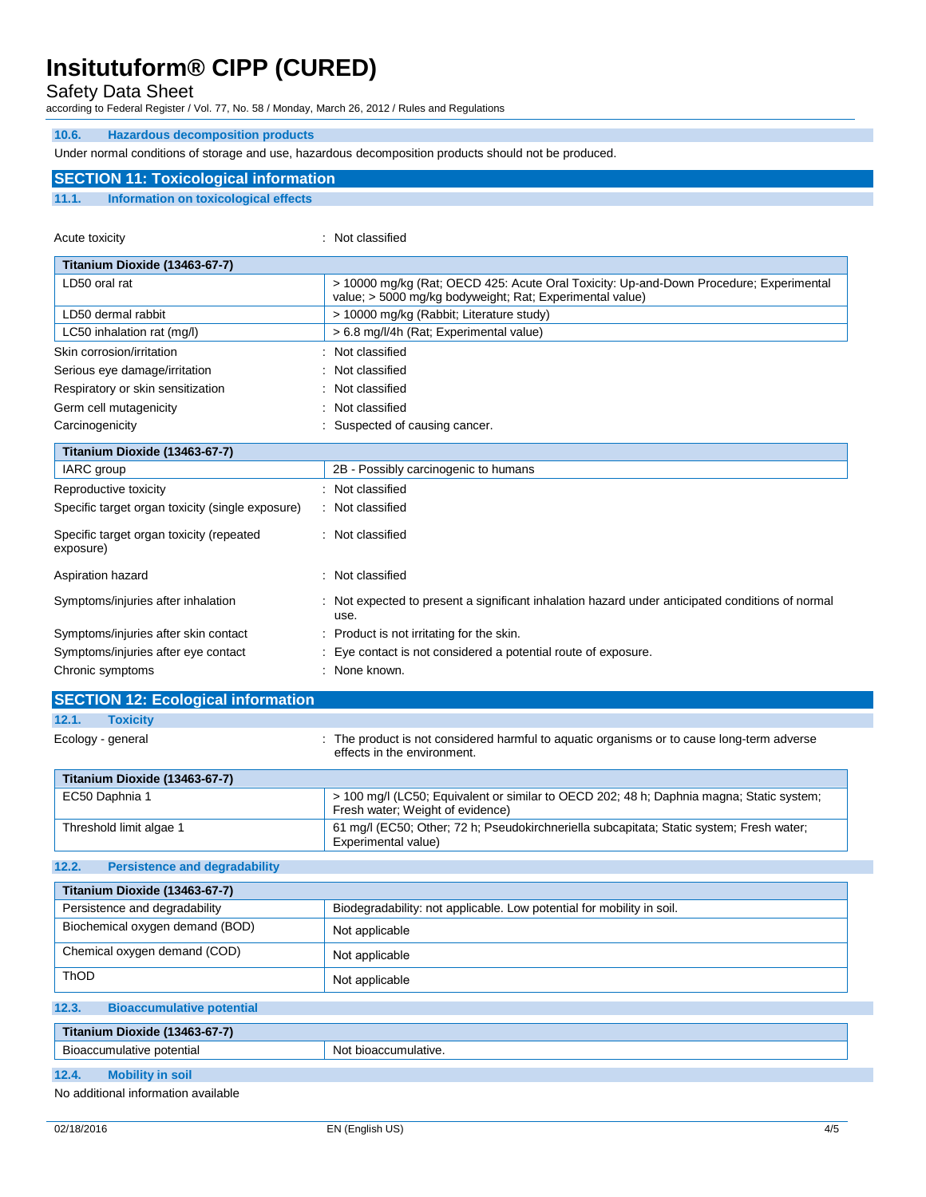### 10.6. Hazardous decomposition products

Under normal conditions of storage and use, hazardous decomposition products should not be produced.

## SECTION 11: Toxicological information

### 11.1. Information on toxicological effects

Acute toxicity : Not classified

| Titanium Dioxide (13463-67-7) | |
|---|---|
| LD50 oral rat | > 10000 mg/kg (Rat; OECD 425: Acute Oral Toxicity: Up-and-Down Procedure; Experimental value; > 5000 mg/kg bodyweight; Rat; Experimental value) |
| LD50 dermal rabbit | > 10000 mg/kg (Rabbit; Literature study) |
| LC50 inhalation rat (mg/l) | > 6.8 mg/l/4h (Rat; Experimental value) |

Skin corrosion/irritation : Not classified

Serious eye damage/irritation : Not classified

Respiratory or skin sensitization : Not classified

Germ cell mutagenicity : Not classified

Carcinogenicity : Suspected of causing cancer.

| Titanium Dioxide (13463-67-7) | |
|---|---|
| IARC group | 2B - Possibly carcinogenic to humans |

Reproductive toxicity : Not classified

Specific target organ toxicity (single exposure) : Not classified

Specific target organ toxicity (repeated exposure) : Not classified

Aspiration hazard : Not classified

Symptoms/injuries after inhalation : Not expected to present a significant inhalation hazard under anticipated conditions of normal use.

Symptoms/injuries after skin contact : Product is not irritating for the skin.

Symptoms/injuries after eye contact : Eye contact is not considered a potential route of exposure.

Chronic symptoms : None known.

## SECTION 12: Ecological information

### 12.1. Toxicity

Ecology - general : The product is not considered harmful to aquatic organisms or to cause long-term adverse effects in the environment.

| Titanium Dioxide (13463-67-7) | |
|---|---|
| EC50 Daphnia 1 | > 100 mg/l (LC50; Equivalent or similar to OECD 202; 48 h; Daphnia magna; Static system; Fresh water; Weight of evidence) |
| Threshold limit algae 1 | 61 mg/l (EC50; Other; 72 h; Pseudokirchneriella subcapitata; Static system; Fresh water; Experimental value) |

### 12.2. Persistence and degradability

| Titanium Dioxide (13463-67-7) | |
|---|---|
| Persistence and degradability | Biodegradability: not applicable. Low potential for mobility in soil. |
| Biochemical oxygen demand (BOD) | Not applicable |
| Chemical oxygen demand (COD) | Not applicable |
| ThOD | Not applicable |

### 12.3. Bioaccumulative potential

| Titanium Dioxide (13463-67-7) | |
|---|---|
| Bioaccumulative potential | Not bioaccumulative. |

### 12.4. Mobility in soil

No additional information available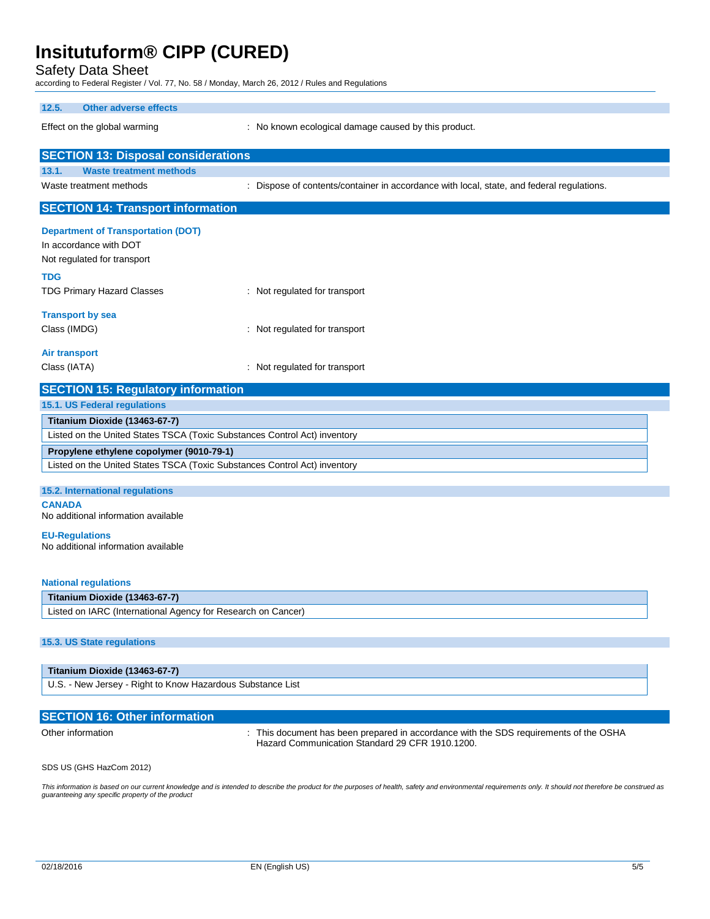### 12.5. Other adverse effects

Effect on the global warming : No known ecological damage caused by this product.

## SECTION 13: Disposal considerations

### 13.1. Waste treatment methods

Waste treatment methods : Dispose of contents/container in accordance with local, state, and federal regulations.

## SECTION 14: Transport information

**Department of Transportation (DOT)**

In accordance with DOT

Not regulated for transport

**TDG**

TDG Primary Hazard Classes : Not regulated for transport

**Transport by sea**

Class (IMDG) : Not regulated for transport

**Air transport**

Class (IATA) : Not regulated for transport

## SECTION 15: Regulatory information

### 15.1. US Federal regulations

| |
|---|
| **Titanium Dioxide (13463-67-7)** |
| Listed on the United States TSCA (Toxic Substances Control Act) inventory |

| |
|---|
| **Propylene ethylene copolymer (9010-79-1)** |
| Listed on the United States TSCA (Toxic Substances Control Act) inventory |

### 15.2. International regulations

**CANADA**

No additional information available

**EU-Regulations**

No additional information available

**National regulations**

| |
|---|
| **Titanium Dioxide (13463-67-7)** |
| Listed on IARC (International Agency for Research on Cancer) |

### 15.3. US State regulations

| |
|---|
| **Titanium Dioxide (13463-67-7)** |
| U.S. - New Jersey - Right to Know Hazardous Substance List |

## SECTION 16: Other information

Other information : This document has been prepared in accordance with the SDS requirements of the OSHA Hazard Communication Standard 29 CFR 1910.1200.

SDS US (GHS HazCom 2012)

*This information is based on our current knowledge and is intended to describe the product for the purposes of health, safety and environmental requirements only. It should not therefore be construed as guaranteeing any specific property of the product*